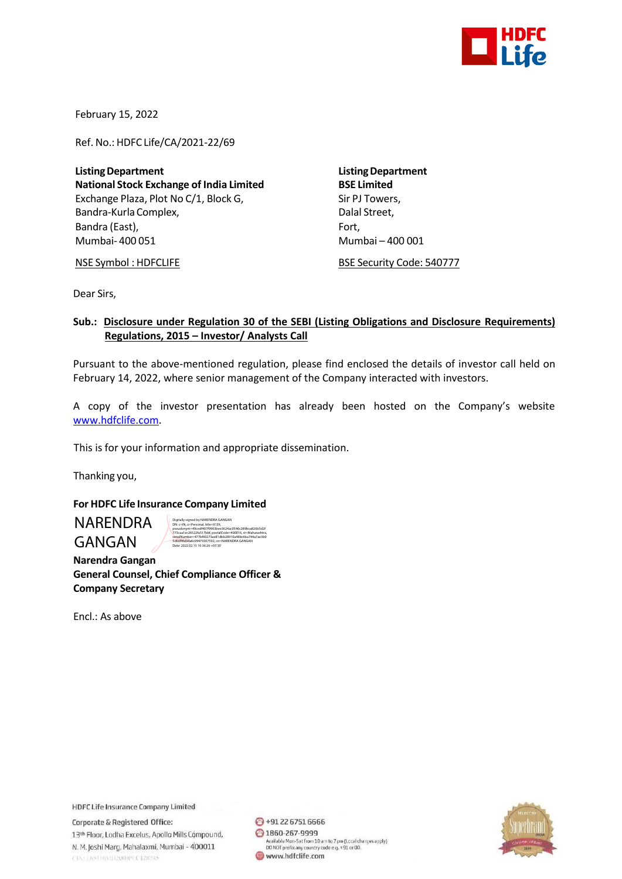February 15, 2022

Ref. No.: HDFC Life/CA/2021-22/69

**Listing Department**
**National Stock Exchange of India Limited**
Exchange Plaza, Plot No C/1, Block G,
Bandra-Kurla Complex,
Bandra (East),
Mumbai- 400 051

NSE Symbol : HDFCLIFE

**Listing Department**
**BSE Limited**
Sir PJ Towers,
Dalal Street,
Fort,
Mumbai – 400 001

BSE Security Code: 540777

Dear Sirs,

**Sub.: Disclosure under Regulation 30 of the SEBI (Listing Obligations and Disclosure Requirements) Regulations, 2015 – Investor/ Analysts Call**

Pursuant to the above-mentioned regulation, please find enclosed the details of investor call held on February 14, 2022, where senior management of the Company interacted with investors.

A copy of the investor presentation has already been hosted on the Company's website www.hdfclife.com.

This is for your information and appropriate dissemination.

Thanking you,

**For HDFC Life Insurance Company Limited**

NARENDRA GANGAN

**Narendra Gangan**
**General Counsel, Chief Compliance Officer & Company Secretary**

Encl.: As above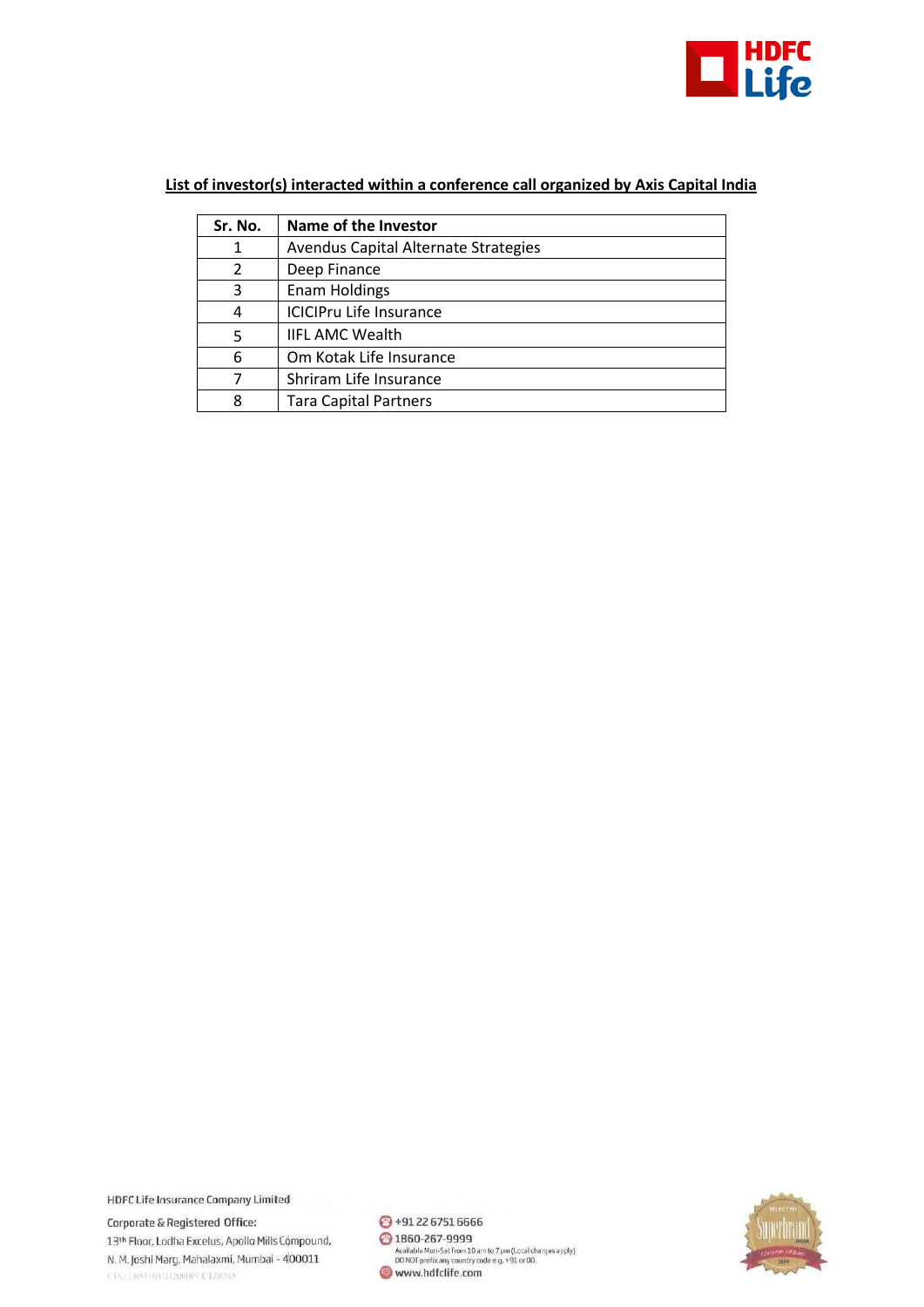**List of investor(s) interacted within a conference call organized by Axis Capital India**

| Sr. No. | Name of the Investor |
|---|---|
| 1 | Avendus Capital Alternate Strategies |
| 2 | Deep Finance |
| 3 | Enam Holdings |
| 4 | ICICIPru Life Insurance |
| 5 | IIFL AMC Wealth |
| 6 | Om Kotak Life Insurance |
| 7 | Shriram Life Insurance |
| 8 | Tara Capital Partners |